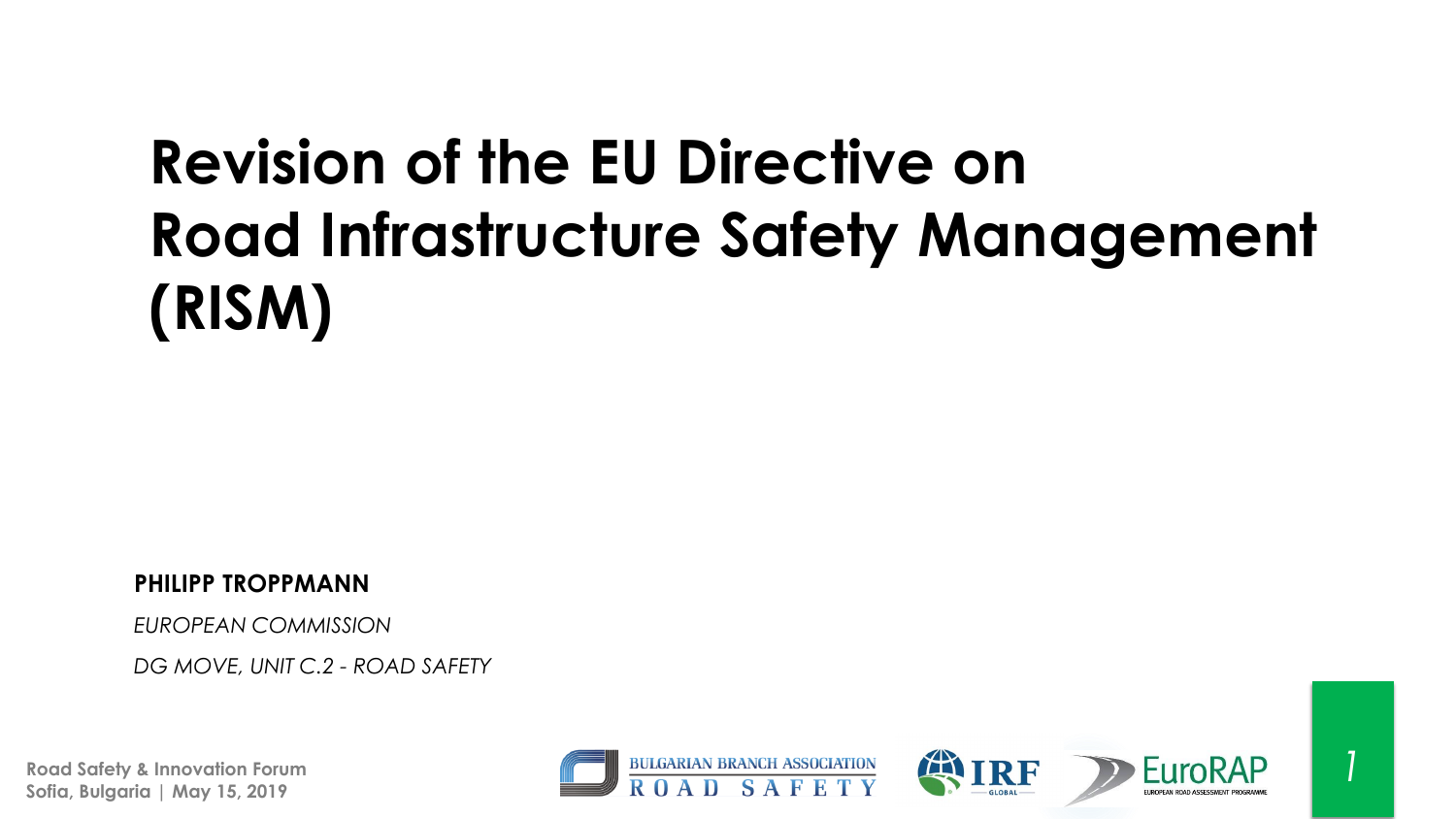# Revision of the EU Directive on Road Infrastructure Safety Management (RISM)

**PHILIPP TROPPMANN**

*EUROPEAN COMMISSION*

*DG MOVE, UNIT C.2 - ROAD SAFETY*

**Road Safety & Innovation Forum**
**Sofia, Bulgaria | May 15, 2019**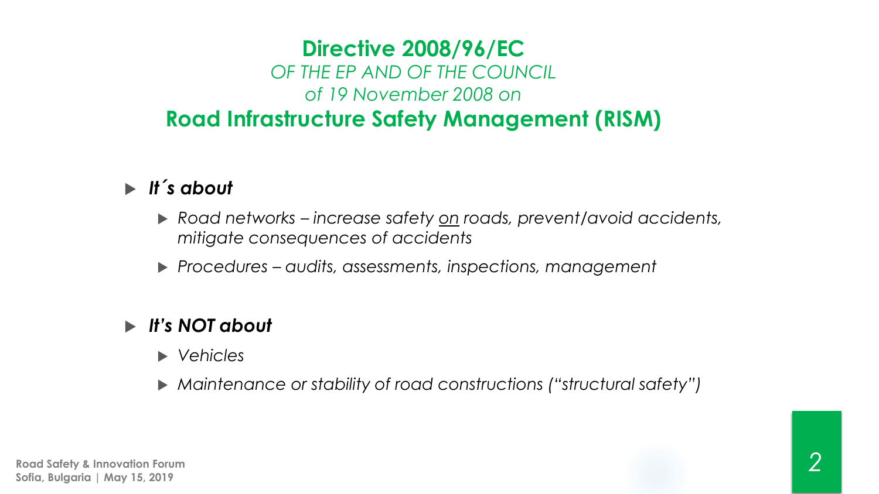# Directive 2008/96/EC

*OF THE EP AND OF THE COUNCIL*

*of 19 November 2008 on*

## Road Infrastructure Safety Management (RISM)

- ***It´s about***
  - *Road networks – increase safety <u>on</u> roads, prevent/avoid accidents, mitigate consequences of accidents*
  - *Procedures – audits, assessments, inspections, management*

- ***It's NOT about***
  - *Vehicles*
  - *Maintenance or stability of road constructions ("structural safety")*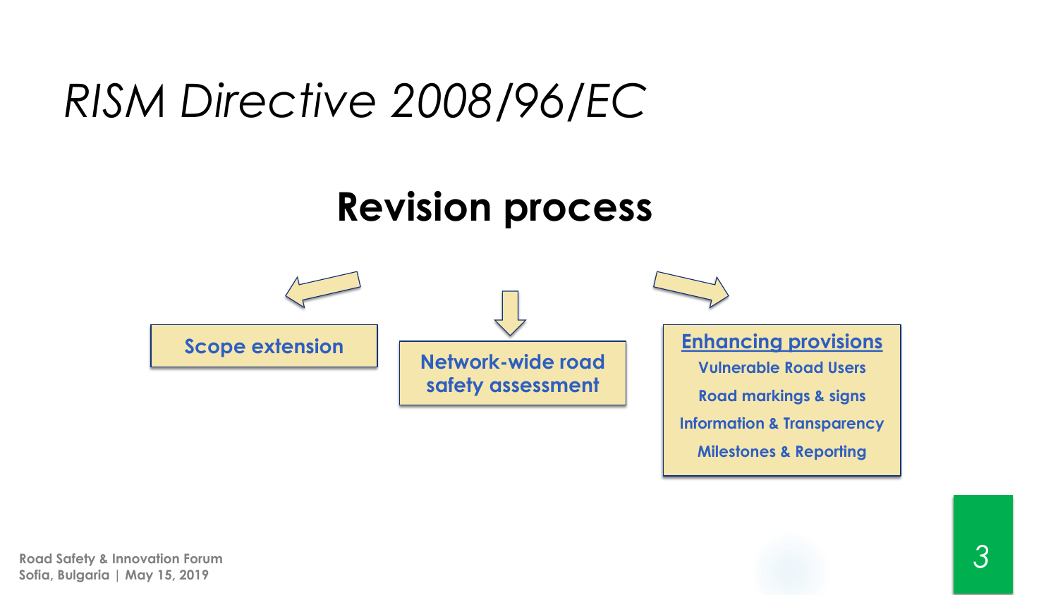# *RISM Directive 2008/96/EC*

## Revision process

**Scope extension**

**Network-wide road safety assessment**

**Enhancing provisions**

- Vulnerable Road Users
- Road markings & signs
- Information & Transparency
- Milestones & Reporting

Road Safety & Innovation Forum
Sofia, Bulgaria | May 15, 2019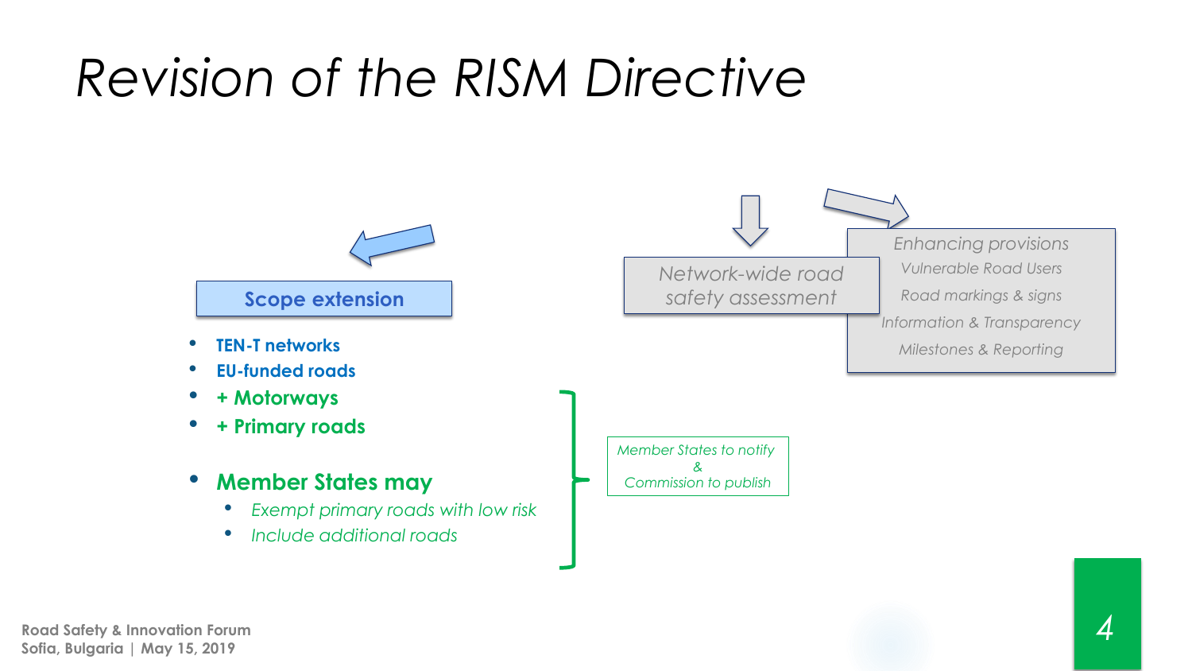# Revision of the RISM Directive

**Scope extension**

- **TEN-T networks**
- **EU-funded roads**
- **+ Motorways**
- **+ Primary roads**

- **Member States may**
  - *Exempt primary roads with low risk*
  - *Include additional roads*

*Member States to notify & Commission to publish*

*Network-wide road safety assessment*

*Enhancing provisions*
- *Vulnerable Road Users*
- *Road markings & signs*
- *Information & Transparency*
- *Milestones & Reporting*

**Road Safety & Innovation Forum**
**Sofia, Bulgaria | May 15, 2019**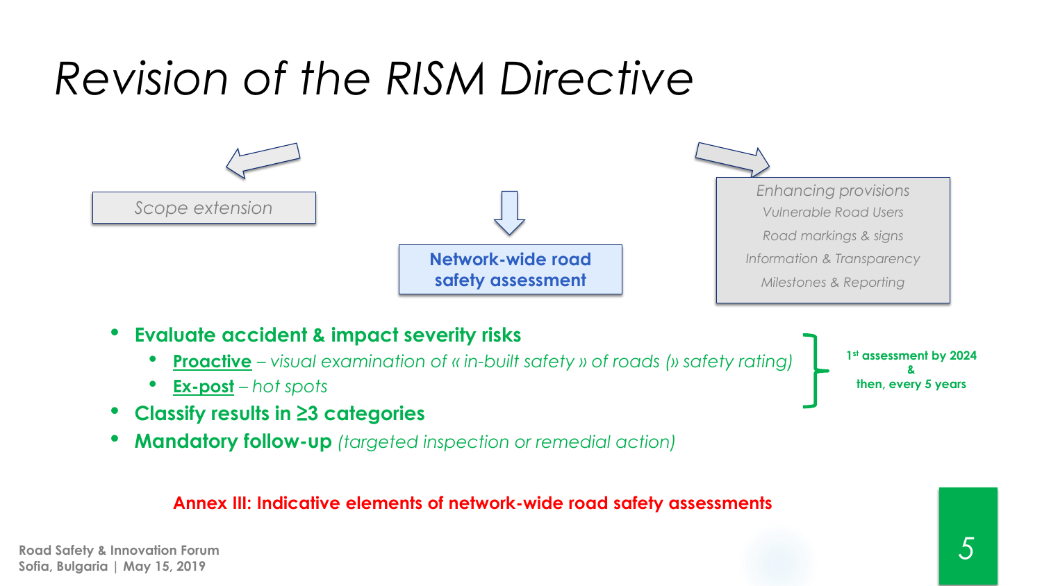# *Revision of the RISM Directive*

*Scope extension*

**Network-wide road safety assessment**

*Enhancing provisions*
*Vulnerable Road Users*
*Road markings & signs*
*Information & Transparency*
*Milestones & Reporting*

- **Evaluate accident & impact severity risks**
  - **Proactive** – *visual examination of « in-built safety » of roads (» safety rating)*
  - **Ex-post** – *hot spots*
- **Classify results in ≥3 categories**
- **Mandatory follow-up** *(targeted inspection or remedial action)*

**1st assessment by 2024 & then, every 5 years**

**Annex III: Indicative elements of network-wide road safety assessments**

Road Safety & Innovation Forum
Sofia, Bulgaria | May 15, 2019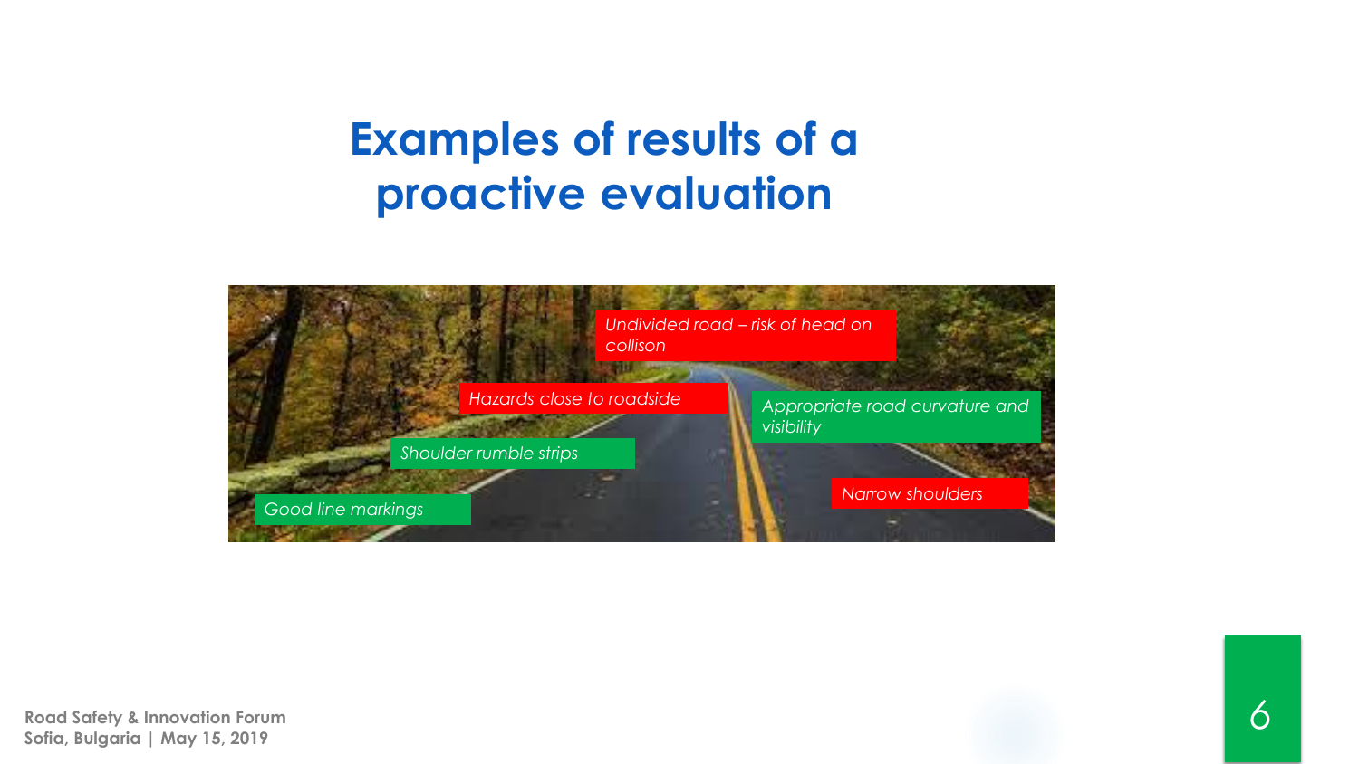# Examples of results of a proactive evaluation

*Undivided road – risk of head on collison*

*Hazards close to roadside*

*Appropriate road curvature and visibility*

*Shoulder rumble strips*

*Narrow shoulders*

*Good line markings*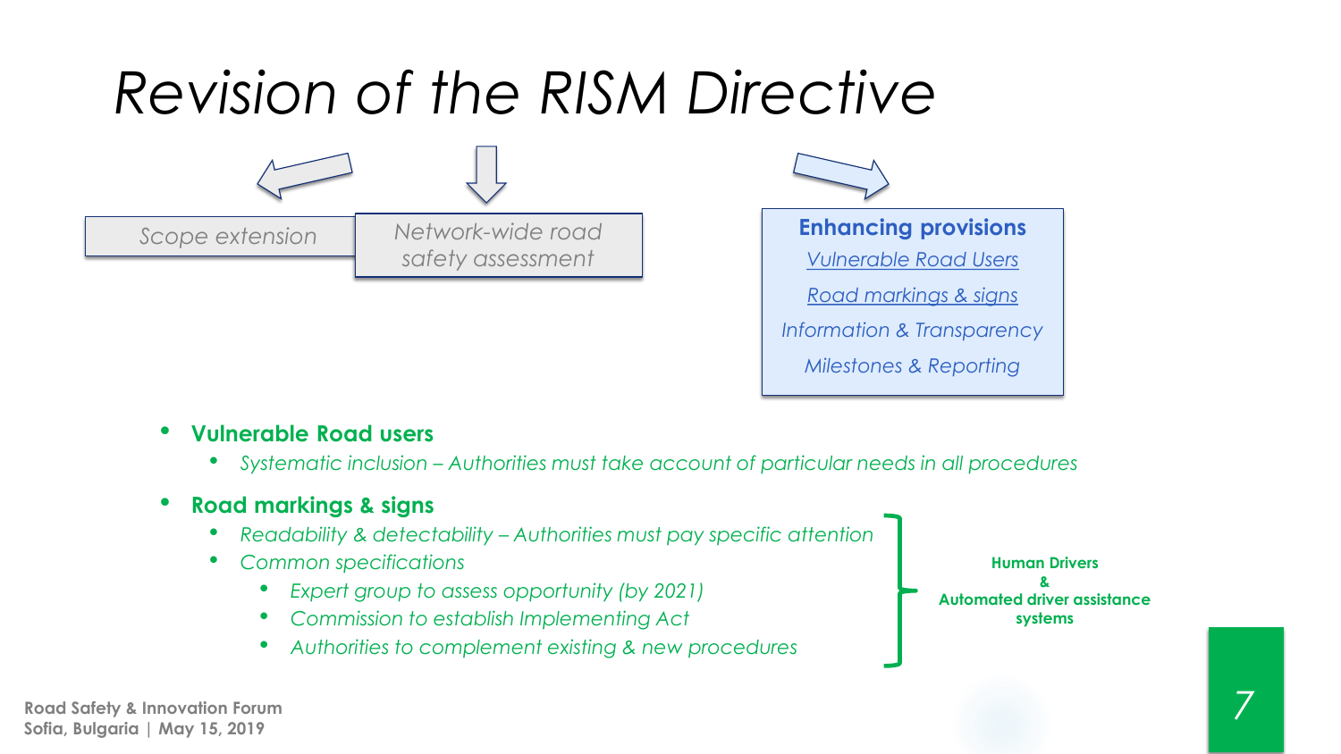# Revision of the RISM Directive

*Scope extension*

*Network-wide road safety assessment*

**Enhancing provisions**

- *Vulnerable Road Users*
- *Road markings & signs*
- *Information & Transparency*
- *Milestones & Reporting*

- **Vulnerable Road users**
  - *Systematic inclusion – Authorities must take account of particular needs in all procedures*
- **Road markings & signs**
  - *Readability & detectability – Authorities must pay specific attention*
  - *Common specifications*
    - *Expert group to assess opportunity (by 2021)*
    - *Commission to establish Implementing Act*
    - *Authorities to complement existing & new procedures*

**Human Drivers & Automated driver assistance systems**

Road Safety & Innovation Forum
Sofia, Bulgaria | May 15, 2019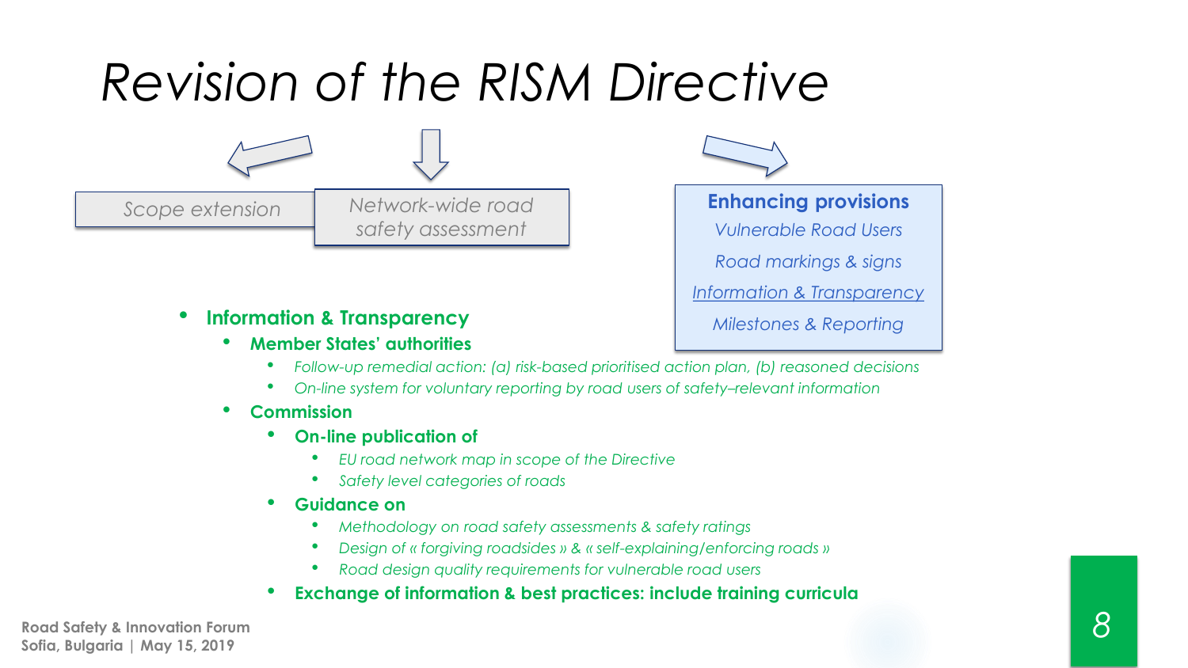# Revision of the RISM Directive

Scope extension

Network-wide road safety assessment

**Enhancing provisions**

*Vulnerable Road Users*

*Road markings & signs*

*Information & Transparency*

*Milestones & Reporting*

- **Information & Transparency**
  - **Member States' authorities**
    - *Follow-up remedial action: (a) risk-based prioritised action plan, (b) reasoned decisions*
    - *On-line system for voluntary reporting by road users of safety–relevant information*
  - **Commission**
    - **On-line publication of**
      - *EU road network map in scope of the Directive*
      - *Safety level categories of roads*
    - **Guidance on**
      - *Methodology on road safety assessments & safety ratings*
      - *Design of « forgiving roadsides » & « self-explaining/enforcing roads »*
      - *Road design quality requirements for vulnerable road users*
    - **Exchange of information & best practices: include training curricula**

Road Safety & Innovation Forum
Sofia, Bulgaria | May 15, 2019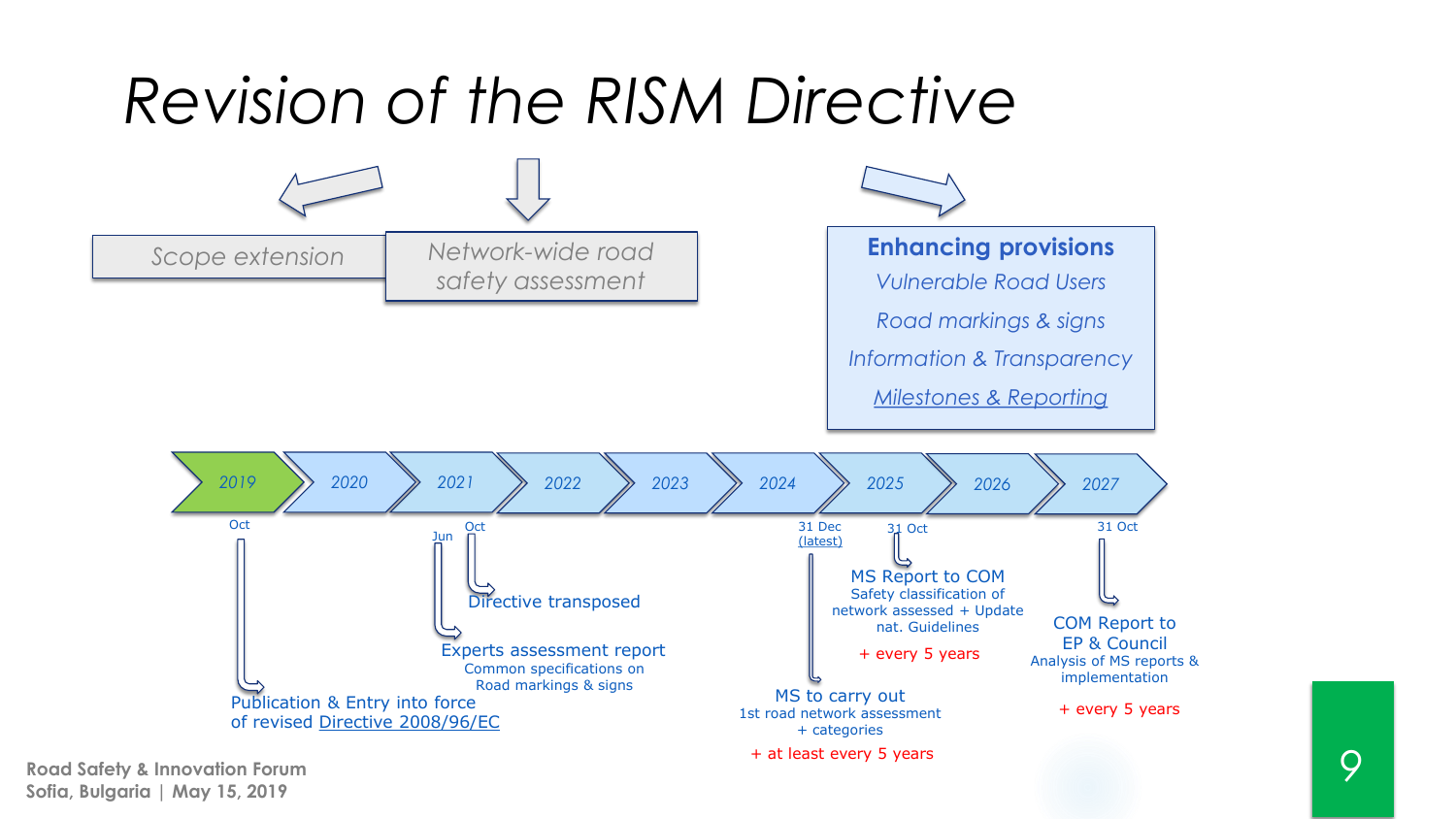# Revision of the RISM Directive

Scope extension

Network-wide road safety assessment

**Enhancing provisions**

*Vulnerable Road Users*

*Road markings & signs*

*Information & Transparency*

*Milestones & Reporting*

2019 | 2020 | 2021 | 2022 | 2023 | 2024 | 2025 | 2026 | 2027

- **Oct 2019** – Publication & Entry into force of revised Directive 2008/96/EC
- **Jun 2021** – Experts assessment report: Common specifications on Road markings & signs
- **Oct 2021** – Directive transposed
- **31 Dec 2024 (latest)** – MS to carry out 1st road network assessment + categories
  - + at least every 5 years
- **31 Oct 2025** – MS Report to COM: Safety classification of network assessed + Update nat. Guidelines
  - + every 5 years
- **31 Oct 2027** – COM Report to EP & Council: Analysis of MS reports & implementation
  - + every 5 years

Road Safety & Innovation Forum
Sofia, Bulgaria | May 15, 2019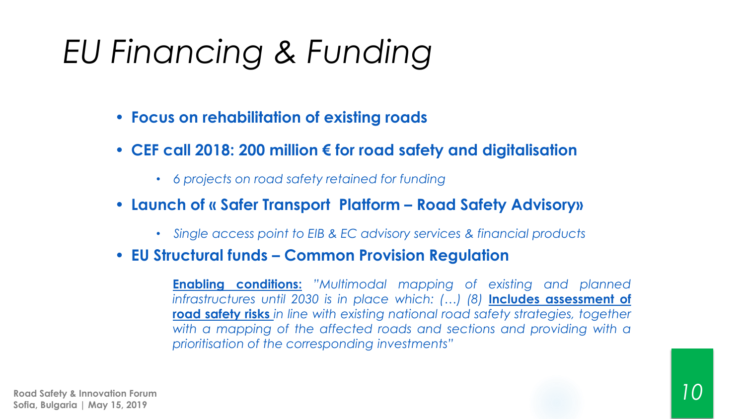# EU Financing & Funding

- **Focus on rehabilitation of existing roads**
- **CEF call 2018: 200 million € for road safety and digitalisation**
  - *6 projects on road safety retained for funding*
- **Launch of « Safer Transport Platform – Road Safety Advisory»**
  - *Single access point to EIB & EC advisory services & financial products*
- **EU Structural funds – Common Provision Regulation**

  **Enabling conditions:** *"Multimodal mapping of existing and planned infrastructures until 2030 is in place which: (…) (8)* **Includes assessment of road safety risks** *in line with existing national road safety strategies, together with a mapping of the affected roads and sections and providing with a prioritisation of the corresponding investments"*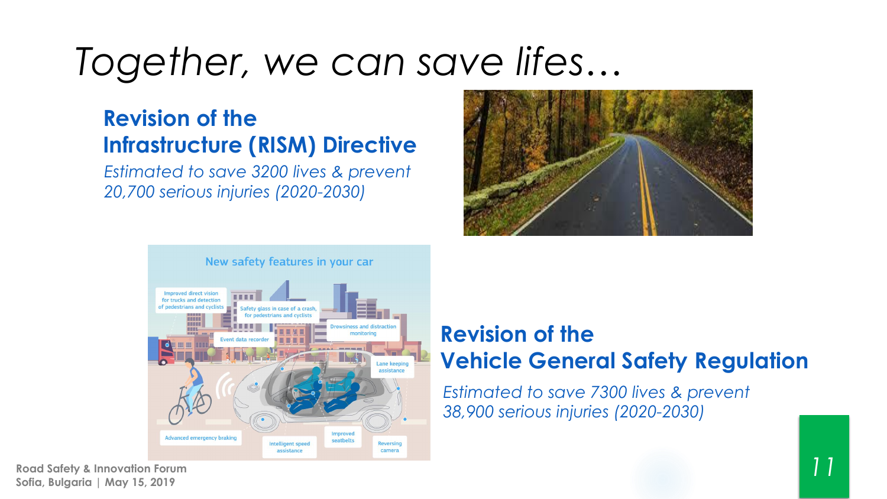# *Together, we can save lifes…*

## Revision of the Infrastructure (RISM) Directive

*Estimated to save 3200 lives & prevent 20,700 serious injuries (2020-2030)*

New safety features in your car

Improved direct vision for trucks and detection of pedestrians and cyclists

Safety glass in case of a crash, for pedestrians and cyclists

Drowsiness and distraction monitoring

Event data recorder

Lane keeping assistance

Advanced emergency braking

Intelligent speed assistance

Improved seatbelts

Reversing camera

## Revision of the Vehicle General Safety Regulation

*Estimated to save 7300 lives & prevent 38,900 serious injuries (2020-2030)*

**Road Safety & Innovation Forum**
**Sofia, Bulgaria | May 15, 2019**